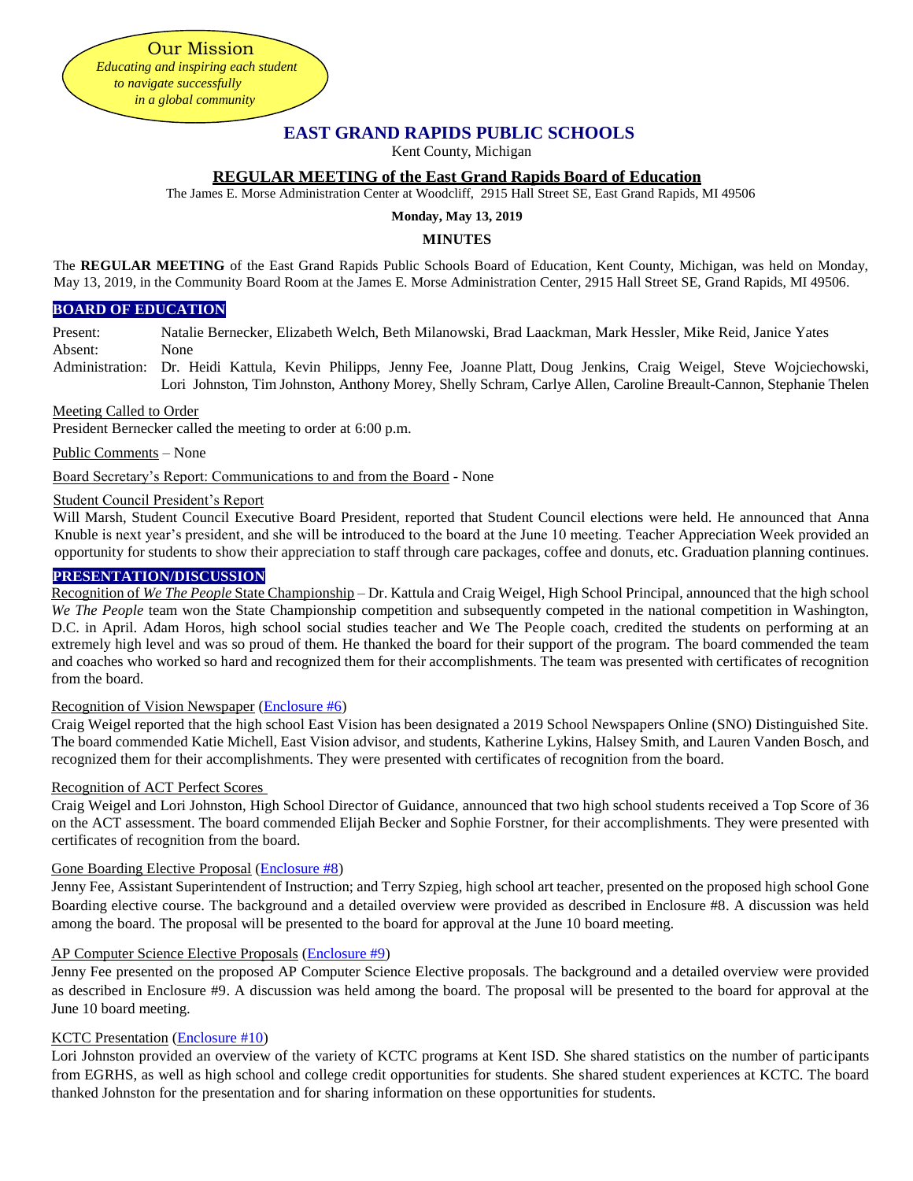Our Mission
*Educating and inspiring each student to navigate successfully in a global community*

# EAST GRAND RAPIDS PUBLIC SCHOOLS

Kent County, Michigan

## REGULAR MEETING of the East Grand Rapids Board of Education

The James E. Morse Administration Center at Woodcliff, 2915 Hall Street SE, East Grand Rapids, MI 49506

**Monday, May 13, 2019**

**MINUTES**

The **REGULAR MEETING** of the East Grand Rapids Public Schools Board of Education, Kent County, Michigan, was held on Monday, May 13, 2019, in the Community Board Room at the James E. Morse Administration Center, 2915 Hall Street SE, Grand Rapids, MI 49506.

### BOARD OF EDUCATION

Present: Natalie Bernecker, Elizabeth Welch, Beth Milanowski, Brad Laackman, Mark Hessler, Mike Reid, Janice Yates

Absent: None

Administration: Dr. Heidi Kattula, Kevin Philipps, Jenny Fee, Joanne Platt, Doug Jenkins, Craig Weigel, Steve Wojciechowski, Lori Johnston, Tim Johnston, Anthony Morey, Shelly Schram, Carlye Allen, Caroline Breault-Cannon, Stephanie Thelen

Meeting Called to Order

President Bernecker called the meeting to order at 6:00 p.m.

Public Comments – None

Board Secretary's Report: Communications to and from the Board - None

Student Council President's Report

Will Marsh, Student Council Executive Board President, reported that Student Council elections were held. He announced that Anna Knuble is next year's president, and she will be introduced to the board at the June 10 meeting. Teacher Appreciation Week provided an opportunity for students to show their appreciation to staff through care packages, coffee and donuts, etc. Graduation planning continues.

### PRESENTATION/DISCUSSION

Recognition of *We The People* State Championship – Dr. Kattula and Craig Weigel, High School Principal, announced that the high school *We The People* team won the State Championship competition and subsequently competed in the national competition in Washington, D.C. in April. Adam Horos, high school social studies teacher and We The People coach, credited the students on performing at an extremely high level and was so proud of them. He thanked the board for their support of the program. The board commended the team and coaches who worked so hard and recognized them for their accomplishments. The team was presented with certificates of recognition from the board.

Recognition of Vision Newspaper (Enclosure #6)

Craig Weigel reported that the high school East Vision has been designated a 2019 School Newspapers Online (SNO) Distinguished Site. The board commended Katie Michell, East Vision advisor, and students, Katherine Lykins, Halsey Smith, and Lauren Vanden Bosch, and recognized them for their accomplishments. They were presented with certificates of recognition from the board.

Recognition of ACT Perfect Scores

Craig Weigel and Lori Johnston, High School Director of Guidance, announced that two high school students received a Top Score of 36 on the ACT assessment. The board commended Elijah Becker and Sophie Forstner, for their accomplishments. They were presented with certificates of recognition from the board.

Gone Boarding Elective Proposal (Enclosure #8)

Jenny Fee, Assistant Superintendent of Instruction; and Terry Szpieg, high school art teacher, presented on the proposed high school Gone Boarding elective course. The background and a detailed overview were provided as described in Enclosure #8. A discussion was held among the board. The proposal will be presented to the board for approval at the June 10 board meeting.

AP Computer Science Elective Proposals (Enclosure #9)

Jenny Fee presented on the proposed AP Computer Science Elective proposals. The background and a detailed overview were provided as described in Enclosure #9. A discussion was held among the board. The proposal will be presented to the board for approval at the June 10 board meeting.

KCTC Presentation (Enclosure #10)

Lori Johnston provided an overview of the variety of KCTC programs at Kent ISD. She shared statistics on the number of participants from EGRHS, as well as high school and college credit opportunities for students. She shared student experiences at KCTC. The board thanked Johnston for the presentation and for sharing information on these opportunities for students.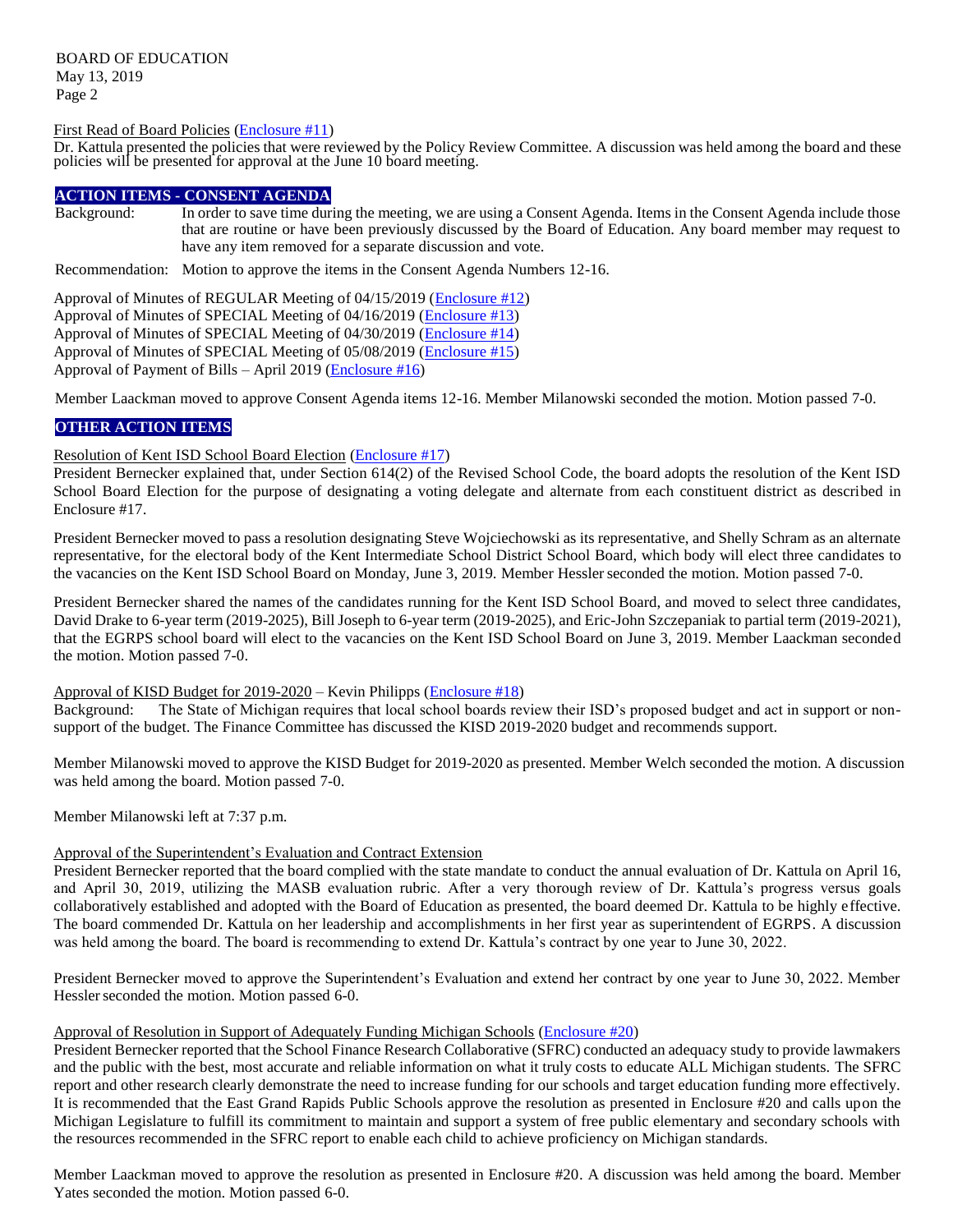First Read of Board Policies (Enclosure #11)

Dr. Kattula presented the policies that were reviewed by the Policy Review Committee. A discussion was held among the board and these policies will be presented for approval at the June 10 board meeting.

## ACTION ITEMS - CONSENT AGENDA

Background: In order to save time during the meeting, we are using a Consent Agenda. Items in the Consent Agenda include those that are routine or have been previously discussed by the Board of Education. Any board member may request to have any item removed for a separate discussion and vote.

Recommendation: Motion to approve the items in the Consent Agenda Numbers 12-16.

Approval of Minutes of REGULAR Meeting of 04/15/2019 (Enclosure #12)
Approval of Minutes of SPECIAL Meeting of 04/16/2019 (Enclosure #13)
Approval of Minutes of SPECIAL Meeting of 04/30/2019 (Enclosure #14)
Approval of Minutes of SPECIAL Meeting of 05/08/2019 (Enclosure #15)
Approval of Payment of Bills – April 2019 (Enclosure #16)

Member Laackman moved to approve Consent Agenda items 12-16. Member Milanowski seconded the motion. Motion passed 7-0.

## OTHER ACTION ITEMS

Resolution of Kent ISD School Board Election (Enclosure #17)

President Bernecker explained that, under Section 614(2) of the Revised School Code, the board adopts the resolution of the Kent ISD School Board Election for the purpose of designating a voting delegate and alternate from each constituent district as described in Enclosure #17.

President Bernecker moved to pass a resolution designating Steve Wojciechowski as its representative, and Shelly Schram as an alternate representative, for the electoral body of the Kent Intermediate School District School Board, which body will elect three candidates to the vacancies on the Kent ISD School Board on Monday, June 3, 2019. Member Hessler seconded the motion. Motion passed 7-0.

President Bernecker shared the names of the candidates running for the Kent ISD School Board, and moved to select three candidates, David Drake to 6-year term (2019-2025), Bill Joseph to 6-year term (2019-2025), and Eric-John Szczepaniak to partial term (2019-2021), that the EGRPS school board will elect to the vacancies on the Kent ISD School Board on June 3, 2019. Member Laackman seconded the motion. Motion passed 7-0.

Approval of KISD Budget for 2019-2020 – Kevin Philipps (Enclosure #18)

Background: The State of Michigan requires that local school boards review their ISD's proposed budget and act in support or non-support of the budget. The Finance Committee has discussed the KISD 2019-2020 budget and recommends support.

Member Milanowski moved to approve the KISD Budget for 2019-2020 as presented. Member Welch seconded the motion. A discussion was held among the board. Motion passed 7-0.

Member Milanowski left at 7:37 p.m.

Approval of the Superintendent's Evaluation and Contract Extension

President Bernecker reported that the board complied with the state mandate to conduct the annual evaluation of Dr. Kattula on April 16, and April 30, 2019, utilizing the MASB evaluation rubric. After a very thorough review of Dr. Kattula's progress versus goals collaboratively established and adopted with the Board of Education as presented, the board deemed Dr. Kattula to be highly effective. The board commended Dr. Kattula on her leadership and accomplishments in her first year as superintendent of EGRPS. A discussion was held among the board. The board is recommending to extend Dr. Kattula's contract by one year to June 30, 2022.

President Bernecker moved to approve the Superintendent's Evaluation and extend her contract by one year to June 30, 2022. Member Hessler seconded the motion. Motion passed 6-0.

Approval of Resolution in Support of Adequately Funding Michigan Schools (Enclosure #20)

President Bernecker reported that the School Finance Research Collaborative (SFRC) conducted an adequacy study to provide lawmakers and the public with the best, most accurate and reliable information on what it truly costs to educate ALL Michigan students. The SFRC report and other research clearly demonstrate the need to increase funding for our schools and target education funding more effectively. It is recommended that the East Grand Rapids Public Schools approve the resolution as presented in Enclosure #20 and calls upon the Michigan Legislature to fulfill its commitment to maintain and support a system of free public elementary and secondary schools with the resources recommended in the SFRC report to enable each child to achieve proficiency on Michigan standards.

Member Laackman moved to approve the resolution as presented in Enclosure #20. A discussion was held among the board. Member Yates seconded the motion. Motion passed 6-0.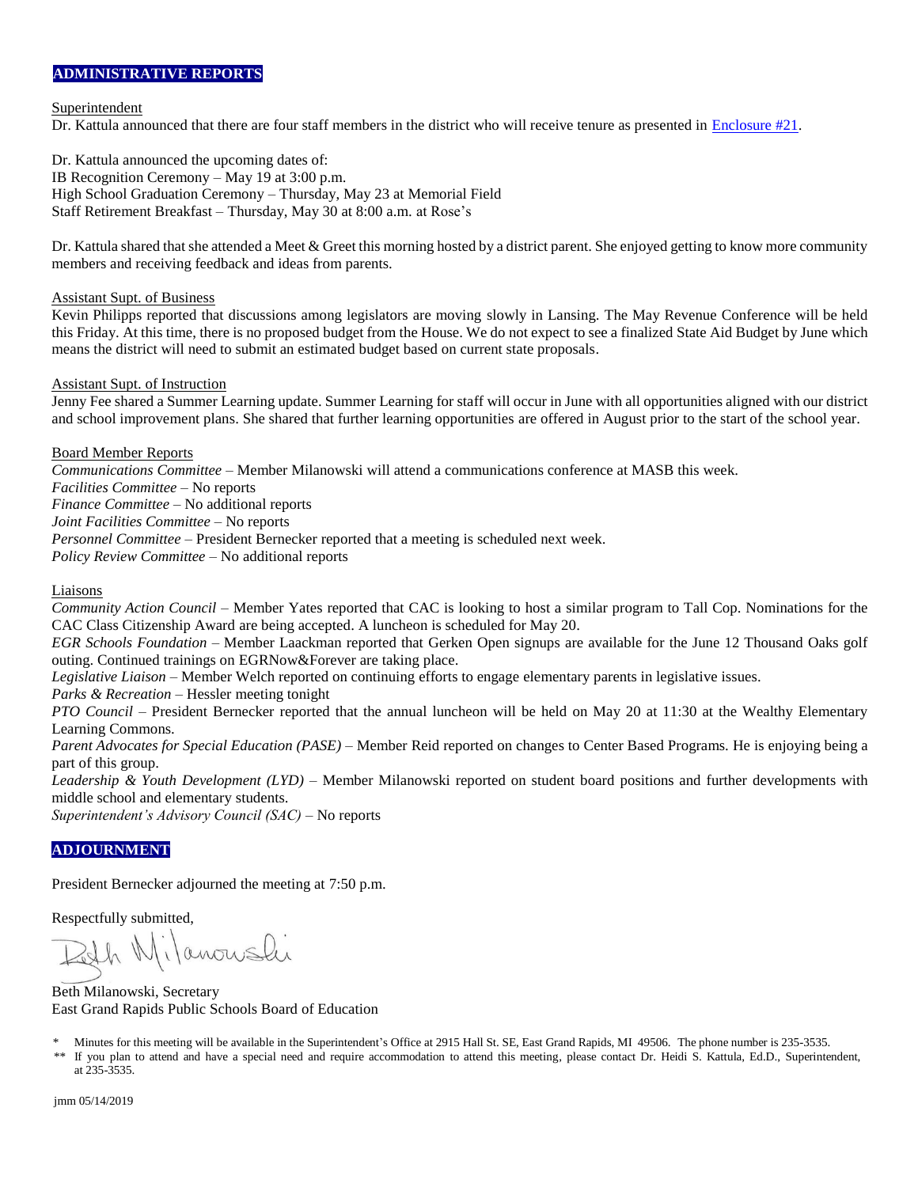## ADMINISTRATIVE REPORTS

Superintendent

Dr. Kattula announced that there are four staff members in the district who will receive tenure as presented in Enclosure #21.

Dr. Kattula announced the upcoming dates of:
IB Recognition Ceremony – May 19 at 3:00 p.m.
High School Graduation Ceremony – Thursday, May 23 at Memorial Field
Staff Retirement Breakfast – Thursday, May 30 at 8:00 a.m. at Rose's

Dr. Kattula shared that she attended a Meet & Greet this morning hosted by a district parent. She enjoyed getting to know more community members and receiving feedback and ideas from parents.

Assistant Supt. of Business

Kevin Philipps reported that discussions among legislators are moving slowly in Lansing. The May Revenue Conference will be held this Friday. At this time, there is no proposed budget from the House. We do not expect to see a finalized State Aid Budget by June which means the district will need to submit an estimated budget based on current state proposals.

Assistant Supt. of Instruction

Jenny Fee shared a Summer Learning update. Summer Learning for staff will occur in June with all opportunities aligned with our district and school improvement plans. She shared that further learning opportunities are offered in August prior to the start of the school year.

Board Member Reports

*Communications Committee* – Member Milanowski will attend a communications conference at MASB this week.
*Facilities Committee* – No reports
*Finance Committee* – No additional reports
*Joint Facilities Committee* – No reports
*Personnel Committee* – President Bernecker reported that a meeting is scheduled next week.
*Policy Review Committee* – No additional reports

Liaisons

*Community Action Council* – Member Yates reported that CAC is looking to host a similar program to Tall Cop. Nominations for the CAC Class Citizenship Award are being accepted. A luncheon is scheduled for May 20.
*EGR Schools Foundation* – Member Laackman reported that Gerken Open signups are available for the June 12 Thousand Oaks golf outing. Continued trainings on EGRNow&Forever are taking place.
*Legislative Liaison* – Member Welch reported on continuing efforts to engage elementary parents in legislative issues.
*Parks & Recreation* – Hessler meeting tonight
*PTO Council* – President Bernecker reported that the annual luncheon will be held on May 20 at 11:30 at the Wealthy Elementary Learning Commons.
*Parent Advocates for Special Education (PASE)* – Member Reid reported on changes to Center Based Programs. He is enjoying being a part of this group.
*Leadership & Youth Development (LYD)* – Member Milanowski reported on student board positions and further developments with middle school and elementary students.
*Superintendent's Advisory Council (SAC)* – No reports

## ADJOURNMENT

President Bernecker adjourned the meeting at 7:50 p.m.

Respectfully submitted,

Beth Milanowski

Beth Milanowski, Secretary
East Grand Rapids Public Schools Board of Education

\* Minutes for this meeting will be available in the Superintendent's Office at 2915 Hall St. SE, East Grand Rapids, MI 49506. The phone number is 235-3535.
\*\* If you plan to attend and have a special need and require accommodation to attend this meeting, please contact Dr. Heidi S. Kattula, Ed.D., Superintendent, at 235-3535.

jmm 05/14/2019